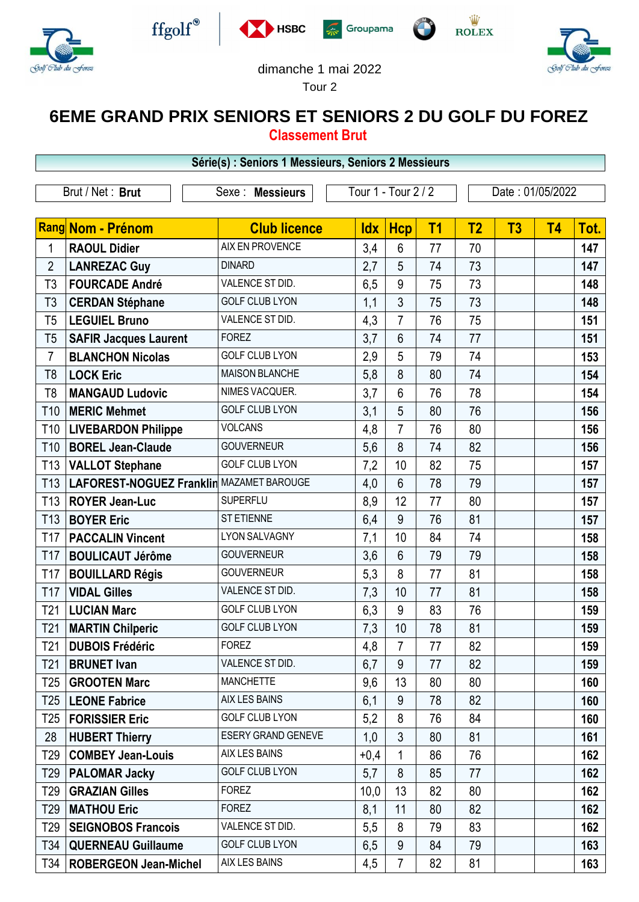dimanche 1 mai 2022

Tour 2

# 6EME GRAND PRIX SENIORS ET SENIORS 2 DU GOLF DU FOREZ

## Classement Brut

**Série(s) : Seniors 1 Messieurs, Seniors 2 Messieurs**

Brut / Net : **Brut** | Sexe : **Messieurs** | Tour 1 - Tour 2 / 2 | Date : 01/05/2022

| Rang | Nom - Prénom | Club licence | Idx | Hcp | T1 | T2 | T3 | T4 | Tot. |
|---|---|---|---|---|---|---|---|---|---|
| 1 | RAOUL Didier | AIX EN PROVENCE | 3,4 | 6 | 77 | 70 | | | 147 |
| 2 | LANREZAC Guy | DINARD | 2,7 | 5 | 74 | 73 | | | 147 |
| T3 | FOURCADE André | VALENCE ST DID. | 6,5 | 9 | 75 | 73 | | | 148 |
| T3 | CERDAN Stéphane | GOLF CLUB LYON | 1,1 | 3 | 75 | 73 | | | 148 |
| T5 | LEGUIEL Bruno | VALENCE ST DID. | 4,3 | 7 | 76 | 75 | | | 151 |
| T5 | SAFIR Jacques Laurent | FOREZ | 3,7 | 6 | 74 | 77 | | | 151 |
| 7 | BLANCHON Nicolas | GOLF CLUB LYON | 2,9 | 5 | 79 | 74 | | | 153 |
| T8 | LOCK Eric | MAISON BLANCHE | 5,8 | 8 | 80 | 74 | | | 154 |
| T8 | MANGAUD Ludovic | NIMES VACQUER. | 3,7 | 6 | 76 | 78 | | | 154 |
| T10 | MERIC Mehmet | GOLF CLUB LYON | 3,1 | 5 | 80 | 76 | | | 156 |
| T10 | LIVEBARDON Philippe | VOLCANS | 4,8 | 7 | 76 | 80 | | | 156 |
| T10 | BOREL Jean-Claude | GOUVERNEUR | 5,6 | 8 | 74 | 82 | | | 156 |
| T13 | VALLOT Stephane | GOLF CLUB LYON | 7,2 | 10 | 82 | 75 | | | 157 |
| T13 | LAFOREST-NOGUEZ Franklin | MAZAMET BAROUGE | 4,0 | 6 | 78 | 79 | | | 157 |
| T13 | ROYER Jean-Luc | SUPERFLU | 8,9 | 12 | 77 | 80 | | | 157 |
| T13 | BOYER Eric | ST ETIENNE | 6,4 | 9 | 76 | 81 | | | 157 |
| T17 | PACCALIN Vincent | LYON SALVAGNY | 7,1 | 10 | 84 | 74 | | | 158 |
| T17 | BOULICAUT Jérôme | GOUVERNEUR | 3,6 | 6 | 79 | 79 | | | 158 |
| T17 | BOUILLARD Régis | GOUVERNEUR | 5,3 | 8 | 77 | 81 | | | 158 |
| T17 | VIDAL Gilles | VALENCE ST DID. | 7,3 | 10 | 77 | 81 | | | 158 |
| T21 | LUCIAN Marc | GOLF CLUB LYON | 6,3 | 9 | 83 | 76 | | | 159 |
| T21 | MARTIN Chilperic | GOLF CLUB LYON | 7,3 | 10 | 78 | 81 | | | 159 |
| T21 | DUBOIS Frédéric | FOREZ | 4,8 | 7 | 77 | 82 | | | 159 |
| T21 | BRUNET Ivan | VALENCE ST DID. | 6,7 | 9 | 77 | 82 | | | 159 |
| T25 | GROOTEN Marc | MANCHETTE | 9,6 | 13 | 80 | 80 | | | 160 |
| T25 | LEONE Fabrice | AIX LES BAINS | 6,1 | 9 | 78 | 82 | | | 160 |
| T25 | FORISSIER Eric | GOLF CLUB LYON | 5,2 | 8 | 76 | 84 | | | 160 |
| 28 | HUBERT Thierry | ESERY GRAND GENEVE | 1,0 | 3 | 80 | 81 | | | 161 |
| T29 | COMBEY Jean-Louis | AIX LES BAINS | +0,4 | 1 | 86 | 76 | | | 162 |
| T29 | PALOMAR Jacky | GOLF CLUB LYON | 5,7 | 8 | 85 | 77 | | | 162 |
| T29 | GRAZIAN Gilles | FOREZ | 10,0 | 13 | 82 | 80 | | | 162 |
| T29 | MATHOU Eric | FOREZ | 8,1 | 11 | 80 | 82 | | | 162 |
| T29 | SEIGNOBOS Francois | VALENCE ST DID. | 5,5 | 8 | 79 | 83 | | | 162 |
| T34 | QUERNEAU Guillaume | GOLF CLUB LYON | 6,5 | 9 | 84 | 79 | | | 163 |
| T34 | ROBERGEON Jean-Michel | AIX LES BAINS | 4,5 | 7 | 82 | 81 | | | 163 |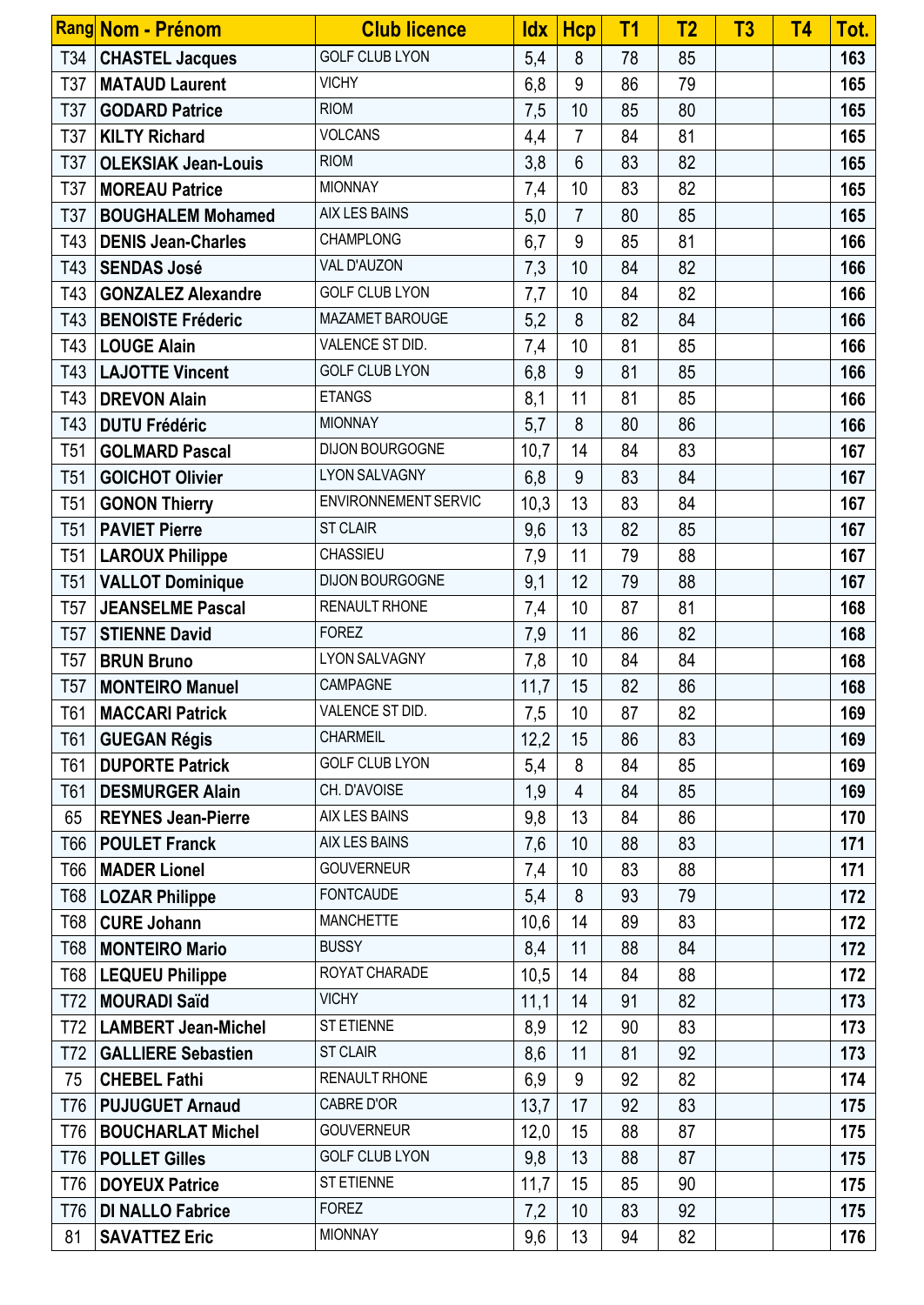| Rang | Nom - Prénom | Club licence | Idx | Hcp | T1 | T2 | T3 | T4 | Tot. |
|---|---|---|---|---|---|---|---|---|---|
| T34 | **CHASTEL Jacques** | GOLF CLUB LYON | 5,4 | 8 | 78 | 85 | | | **163** |
| T37 | **MATAUD Laurent** | VICHY | 6,8 | 9 | 86 | 79 | | | **165** |
| T37 | **GODARD Patrice** | RIOM | 7,5 | 10 | 85 | 80 | | | **165** |
| T37 | **KILTY Richard** | VOLCANS | 4,4 | 7 | 84 | 81 | | | **165** |
| T37 | **OLEKSIAK Jean-Louis** | RIOM | 3,8 | 6 | 83 | 82 | | | **165** |
| T37 | **MOREAU Patrice** | MIONNAY | 7,4 | 10 | 83 | 82 | | | **165** |
| T37 | **BOUGHALEM Mohamed** | AIX LES BAINS | 5,0 | 7 | 80 | 85 | | | **165** |
| T43 | **DENIS Jean-Charles** | CHAMPLONG | 6,7 | 9 | 85 | 81 | | | **166** |
| T43 | **SENDAS José** | VAL D'AUZON | 7,3 | 10 | 84 | 82 | | | **166** |
| T43 | **GONZALEZ Alexandre** | GOLF CLUB LYON | 7,7 | 10 | 84 | 82 | | | **166** |
| T43 | **BENOISTE Fréderic** | MAZAMET BAROUGE | 5,2 | 8 | 82 | 84 | | | **166** |
| T43 | **LOUGE Alain** | VALENCE ST DID. | 7,4 | 10 | 81 | 85 | | | **166** |
| T43 | **LAJOTTE Vincent** | GOLF CLUB LYON | 6,8 | 9 | 81 | 85 | | | **166** |
| T43 | **DREVON Alain** | ETANGS | 8,1 | 11 | 81 | 85 | | | **166** |
| T43 | **DUTU Frédéric** | MIONNAY | 5,7 | 8 | 80 | 86 | | | **166** |
| T51 | **GOLMARD Pascal** | DIJON BOURGOGNE | 10,7 | 14 | 84 | 83 | | | **167** |
| T51 | **GOICHOT Olivier** | LYON SALVAGNY | 6,8 | 9 | 83 | 84 | | | **167** |
| T51 | **GONON Thierry** | ENVIRONNEMENT SERVIC | 10,3 | 13 | 83 | 84 | | | **167** |
| T51 | **PAVIET Pierre** | ST CLAIR | 9,6 | 13 | 82 | 85 | | | **167** |
| T51 | **LAROUX Philippe** | CHASSIEU | 7,9 | 11 | 79 | 88 | | | **167** |
| T51 | **VALLOT Dominique** | DIJON BOURGOGNE | 9,1 | 12 | 79 | 88 | | | **167** |
| T57 | **JEANSELME Pascal** | RENAULT RHONE | 7,4 | 10 | 87 | 81 | | | **168** |
| T57 | **STIENNE David** | FOREZ | 7,9 | 11 | 86 | 82 | | | **168** |
| T57 | **BRUN Bruno** | LYON SALVAGNY | 7,8 | 10 | 84 | 84 | | | **168** |
| T57 | **MONTEIRO Manuel** | CAMPAGNE | 11,7 | 15 | 82 | 86 | | | **168** |
| T61 | **MACCARI Patrick** | VALENCE ST DID. | 7,5 | 10 | 87 | 82 | | | **169** |
| T61 | **GUEGAN Régis** | CHARMEIL | 12,2 | 15 | 86 | 83 | | | **169** |
| T61 | **DUPORTE Patrick** | GOLF CLUB LYON | 5,4 | 8 | 84 | 85 | | | **169** |
| T61 | **DESMURGER Alain** | CH. D'AVOISE | 1,9 | 4 | 84 | 85 | | | **169** |
| 65 | **REYNES Jean-Pierre** | AIX LES BAINS | 9,8 | 13 | 84 | 86 | | | **170** |
| T66 | **POULET Franck** | AIX LES BAINS | 7,6 | 10 | 88 | 83 | | | **171** |
| T66 | **MADER Lionel** | GOUVERNEUR | 7,4 | 10 | 83 | 88 | | | **171** |
| T68 | **LOZAR Philippe** | FONTCAUDE | 5,4 | 8 | 93 | 79 | | | **172** |
| T68 | **CURE Johann** | MANCHETTE | 10,6 | 14 | 89 | 83 | | | **172** |
| T68 | **MONTEIRO Mario** | BUSSY | 8,4 | 11 | 88 | 84 | | | **172** |
| T68 | **LEQUEU Philippe** | ROYAT CHARADE | 10,5 | 14 | 84 | 88 | | | **172** |
| T72 | **MOURADI Saïd** | VICHY | 11,1 | 14 | 91 | 82 | | | **173** |
| T72 | **LAMBERT Jean-Michel** | ST ETIENNE | 8,9 | 12 | 90 | 83 | | | **173** |
| T72 | **GALLIERE Sebastien** | ST CLAIR | 8,6 | 11 | 81 | 92 | | | **173** |
| 75 | **CHEBEL Fathi** | RENAULT RHONE | 6,9 | 9 | 92 | 82 | | | **174** |
| T76 | **PUJUGUET Arnaud** | CABRE D'OR | 13,7 | 17 | 92 | 83 | | | **175** |
| T76 | **BOUCHARLAT Michel** | GOUVERNEUR | 12,0 | 15 | 88 | 87 | | | **175** |
| T76 | **POLLET Gilles** | GOLF CLUB LYON | 9,8 | 13 | 88 | 87 | | | **175** |
| T76 | **DOYEUX Patrice** | ST ETIENNE | 11,7 | 15 | 85 | 90 | | | **175** |
| T76 | **DI NALLO Fabrice** | FOREZ | 7,2 | 10 | 83 | 92 | | | **175** |
| 81 | **SAVATTEZ Eric** | MIONNAY | 9,6 | 13 | 94 | 82 | | | **176** |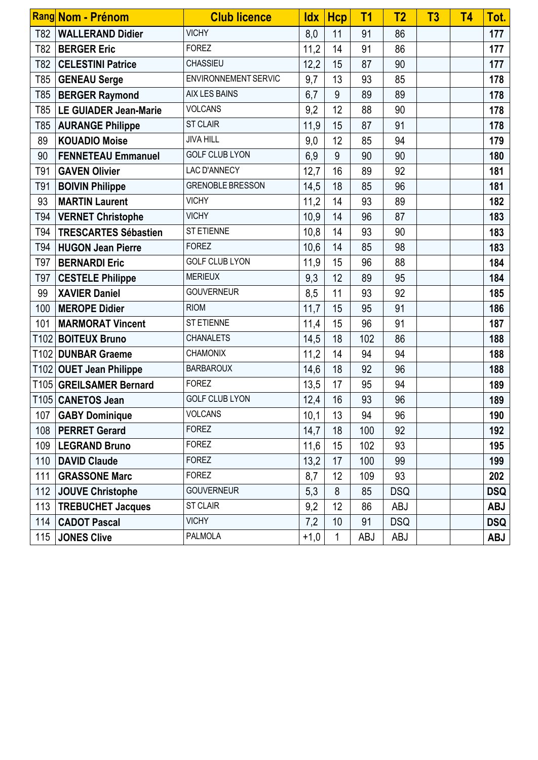| Rang | Nom - Prénom | Club licence | Idx | Hcp | T1 | T2 | T3 | T4 | Tot. |
|---|---|---|---|---|---|---|---|---|---|
| T82 | **WALLERAND Didier** | VICHY | 8,0 | 11 | 91 | 86 | | | **177** |
| T82 | **BERGER Eric** | FOREZ | 11,2 | 14 | 91 | 86 | | | **177** |
| T82 | **CELESTINI Patrice** | CHASSIEU | 12,2 | 15 | 87 | 90 | | | **177** |
| T85 | **GENEAU Serge** | ENVIRONNEMENT SERVIC | 9,7 | 13 | 93 | 85 | | | **178** |
| T85 | **BERGER Raymond** | AIX LES BAINS | 6,7 | 9 | 89 | 89 | | | **178** |
| T85 | **LE GUIADER Jean-Marie** | VOLCANS | 9,2 | 12 | 88 | 90 | | | **178** |
| T85 | **AURANGE Philippe** | ST CLAIR | 11,9 | 15 | 87 | 91 | | | **178** |
| 89 | **KOUADIO Moise** | JIVA HILL | 9,0 | 12 | 85 | 94 | | | **179** |
| 90 | **FENNETEAU Emmanuel** | GOLF CLUB LYON | 6,9 | 9 | 90 | 90 | | | **180** |
| T91 | **GAVEN Olivier** | LAC D'ANNECY | 12,7 | 16 | 89 | 92 | | | **181** |
| T91 | **BOIVIN Philippe** | GRENOBLE BRESSON | 14,5 | 18 | 85 | 96 | | | **181** |
| 93 | **MARTIN Laurent** | VICHY | 11,2 | 14 | 93 | 89 | | | **182** |
| T94 | **VERNET Christophe** | VICHY | 10,9 | 14 | 96 | 87 | | | **183** |
| T94 | **TRESCARTES Sébastien** | ST ETIENNE | 10,8 | 14 | 93 | 90 | | | **183** |
| T94 | **HUGON Jean Pierre** | FOREZ | 10,6 | 14 | 85 | 98 | | | **183** |
| T97 | **BERNARDI Eric** | GOLF CLUB LYON | 11,9 | 15 | 96 | 88 | | | **184** |
| T97 | **CESTELE Philippe** | MERIEUX | 9,3 | 12 | 89 | 95 | | | **184** |
| 99 | **XAVIER Daniel** | GOUVERNEUR | 8,5 | 11 | 93 | 92 | | | **185** |
| 100 | **MEROPE Didier** | RIOM | 11,7 | 15 | 95 | 91 | | | **186** |
| 101 | **MARMORAT Vincent** | ST ETIENNE | 11,4 | 15 | 96 | 91 | | | **187** |
| T102 | **BOITEUX Bruno** | CHANALETS | 14,5 | 18 | 102 | 86 | | | **188** |
| T102 | **DUNBAR Graeme** | CHAMONIX | 11,2 | 14 | 94 | 94 | | | **188** |
| T102 | **OUET Jean Philippe** | BARBAROUX | 14,6 | 18 | 92 | 96 | | | **188** |
| T105 | **GREILSAMER Bernard** | FOREZ | 13,5 | 17 | 95 | 94 | | | **189** |
| T105 | **CANETOS Jean** | GOLF CLUB LYON | 12,4 | 16 | 93 | 96 | | | **189** |
| 107 | **GABY Dominique** | VOLCANS | 10,1 | 13 | 94 | 96 | | | **190** |
| 108 | **PERRET Gerard** | FOREZ | 14,7 | 18 | 100 | 92 | | | **192** |
| 109 | **LEGRAND Bruno** | FOREZ | 11,6 | 15 | 102 | 93 | | | **195** |
| 110 | **DAVID Claude** | FOREZ | 13,2 | 17 | 100 | 99 | | | **199** |
| 111 | **GRASSONE Marc** | FOREZ | 8,7 | 12 | 109 | 93 | | | **202** |
| 112 | **JOUVE Christophe** | GOUVERNEUR | 5,3 | 8 | 85 | DSQ | | | **DSQ** |
| 113 | **TREBUCHET Jacques** | ST CLAIR | 9,2 | 12 | 86 | ABJ | | | **ABJ** |
| 114 | **CADOT Pascal** | VICHY | 7,2 | 10 | 91 | DSQ | | | **DSQ** |
| 115 | **JONES Clive** | PALMOLA | +1,0 | 1 | ABJ | ABJ | | | **ABJ** |